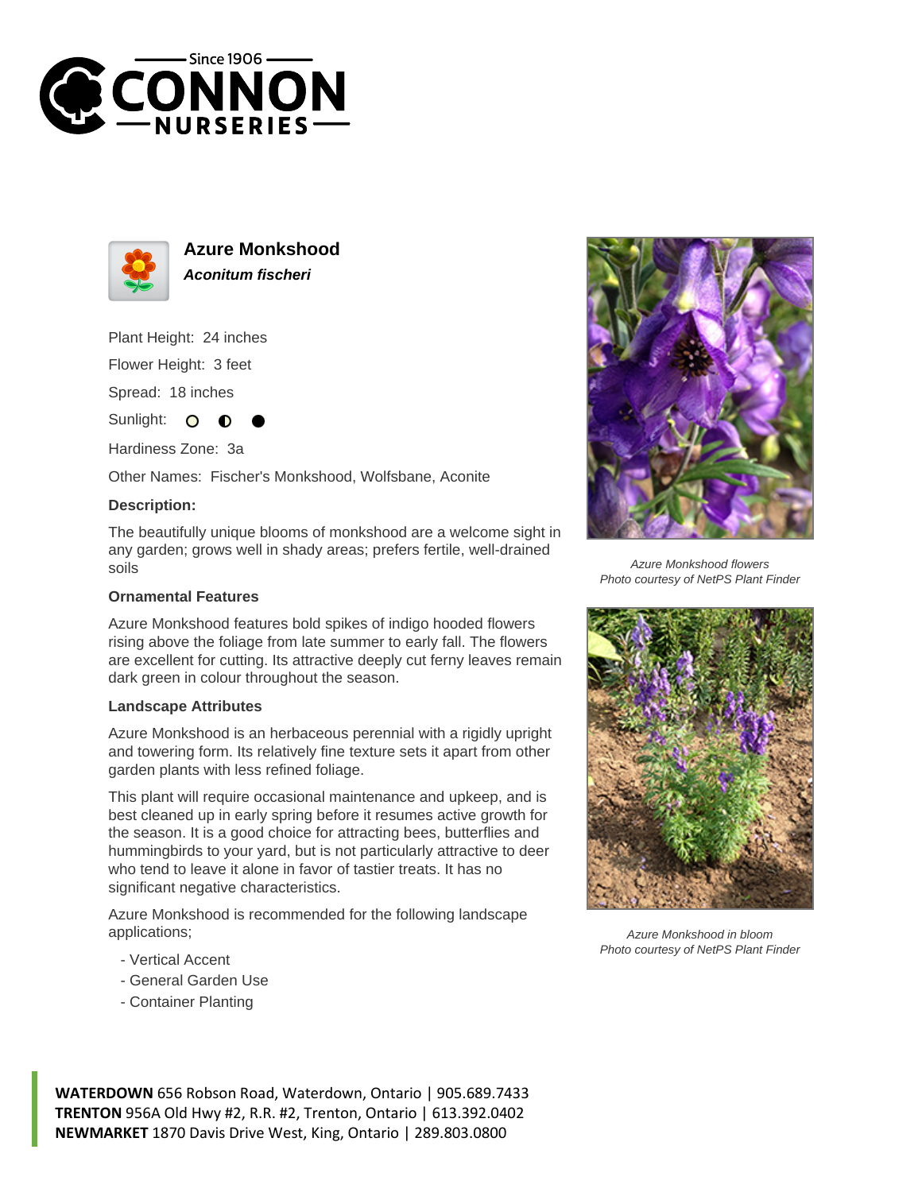# Azure Monkshood

***Aconitum fischeri***

Plant Height: 24 inches

Flower Height: 3 feet

Spread: 18 inches

Sunlight:

Hardiness Zone: 3a

Other Names: Fischer's Monkshood, Wolfsbane, Aconite

### Description:

The beautifully unique blooms of monkshood are a welcome sight in any garden; grows well in shady areas; prefers fertile, well-drained soils

### Ornamental Features

Azure Monkshood features bold spikes of indigo hooded flowers rising above the foliage from late summer to early fall. The flowers are excellent for cutting. Its attractive deeply cut ferny leaves remain dark green in colour throughout the season.

### Landscape Attributes

Azure Monkshood is an herbaceous perennial with a rigidly upright and towering form. Its relatively fine texture sets it apart from other garden plants with less refined foliage.

This plant will require occasional maintenance and upkeep, and is best cleaned up in early spring before it resumes active growth for the season. It is a good choice for attracting bees, butterflies and hummingbirds to your yard, but is not particularly attractive to deer who tend to leave it alone in favor of tastier treats. It has no significant negative characteristics.

Azure Monkshood is recommended for the following landscape applications;

- Vertical Accent
- General Garden Use
- Container Planting

*Azure Monkshood flowers*
*Photo courtesy of NetPS Plant Finder*

*Azure Monkshood in bloom*
*Photo courtesy of NetPS Plant Finder*

**WATERDOWN** 656 Robson Road, Waterdown, Ontario | 905.689.7433
**TRENTON** 956A Old Hwy #2, R.R. #2, Trenton, Ontario | 613.392.0402
**NEWMARKET** 1870 Davis Drive West, King, Ontario | 289.803.0800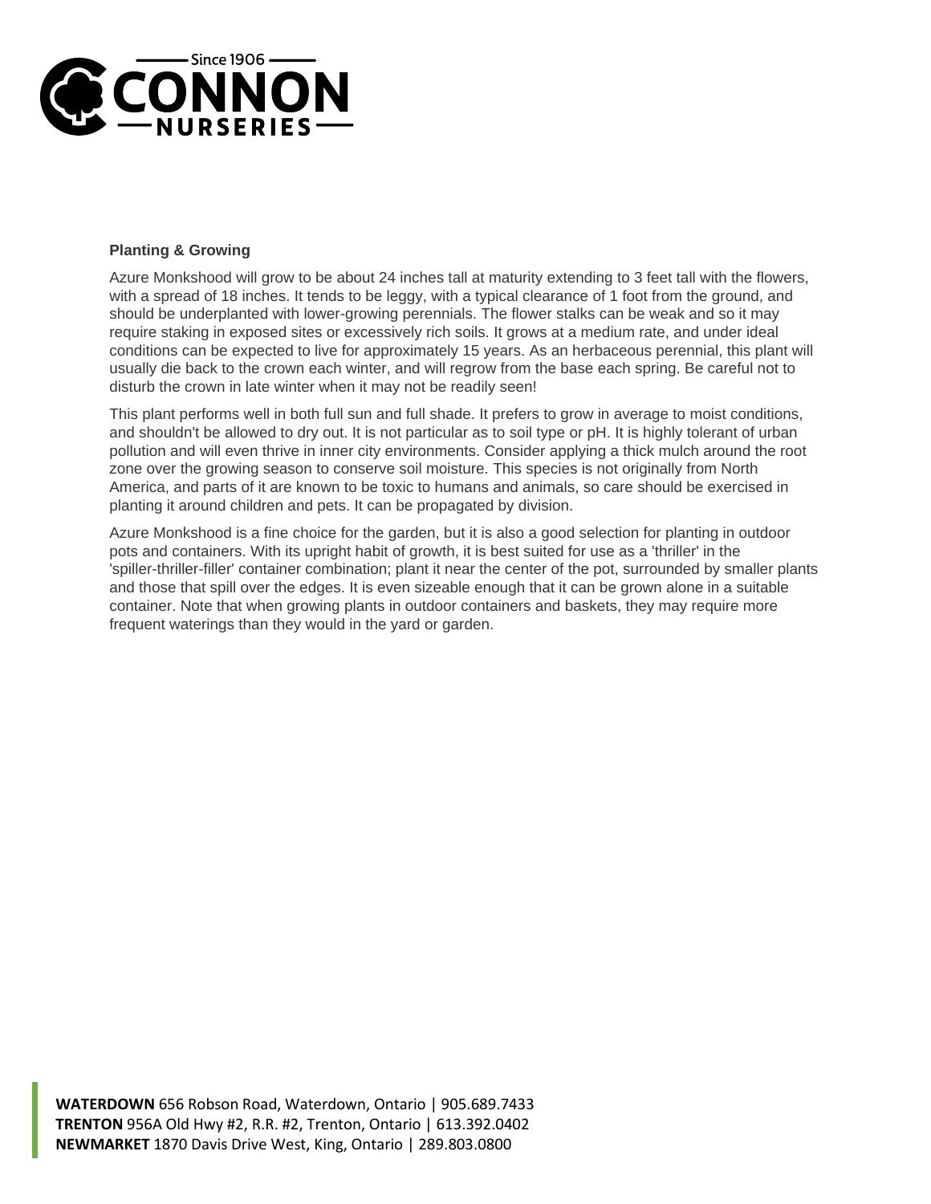**Planting & Growing**

Azure Monkshood will grow to be about 24 inches tall at maturity extending to 3 feet tall with the flowers, with a spread of 18 inches. It tends to be leggy, with a typical clearance of 1 foot from the ground, and should be underplanted with lower-growing perennials. The flower stalks can be weak and so it may require staking in exposed sites or excessively rich soils. It grows at a medium rate, and under ideal conditions can be expected to live for approximately 15 years. As an herbaceous perennial, this plant will usually die back to the crown each winter, and will regrow from the base each spring. Be careful not to disturb the crown in late winter when it may not be readily seen!

This plant performs well in both full sun and full shade. It prefers to grow in average to moist conditions, and shouldn't be allowed to dry out. It is not particular as to soil type or pH. It is highly tolerant of urban pollution and will even thrive in inner city environments. Consider applying a thick mulch around the root zone over the growing season to conserve soil moisture. This species is not originally from North America, and parts of it are known to be toxic to humans and animals, so care should be exercised in planting it around children and pets. It can be propagated by division.

Azure Monkshood is a fine choice for the garden, but it is also a good selection for planting in outdoor pots and containers. With its upright habit of growth, it is best suited for use as a 'thriller' in the 'spiller-thriller-filler' container combination; plant it near the center of the pot, surrounded by smaller plants and those that spill over the edges. It is even sizeable enough that it can be grown alone in a suitable container. Note that when growing plants in outdoor containers and baskets, they may require more frequent waterings than they would in the yard or garden.